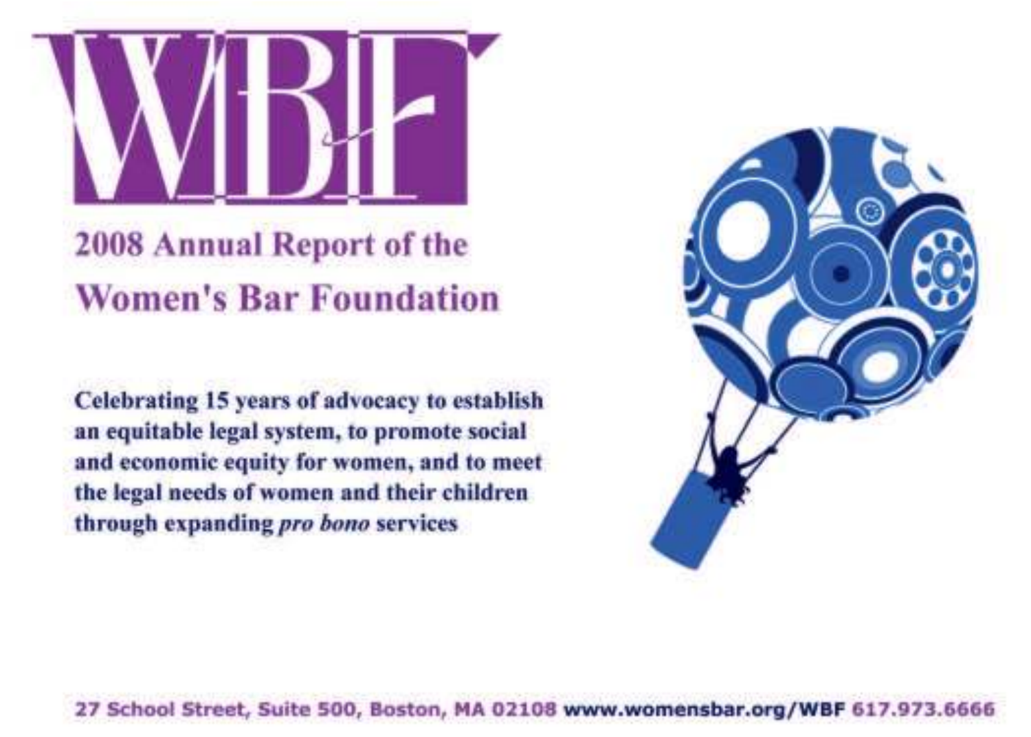# WBF

## 2008 Annual Report of the Women's Bar Foundation

**Celebrating 15 years of advocacy to establish an equitable legal system, to promote social and economic equity for women, and to meet the legal needs of women and their children through expanding *pro bono* services**

27 School Street, Suite 500, Boston, MA 02108 www.womensbar.org/WBF 617.973.6666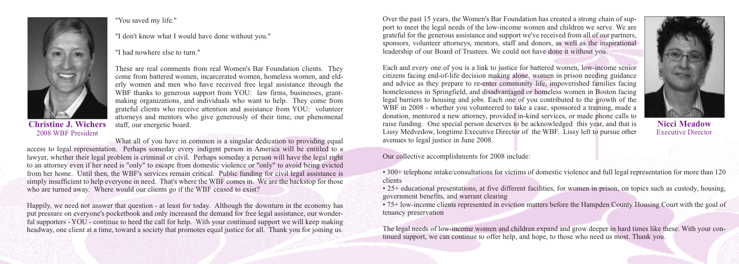"You saved my life."

"I don't know what I would have done without you."

"I had nowhere else to turn."

These are real comments from real Women's Bar Foundation clients. They come from battered women, incarcerated women, homeless women, and elderly women and men who have received free legal assistance through the WBF thanks to generous support from YOU: law firms, businesses, grant-making organizations, and individuals who want to help. They come from grateful clients who receive attention and assistance from YOU: volunteer attorneys and mentors who give generously of their time, our phenomenal staff, our energetic board.

What all of you have in common is a singular dedication to providing equal access to legal representation. Perhaps someday every indigent person in America will be entitled to a lawyer, whether their legal problem is criminal or civil. Perhaps someday a person will have the legal right to an attorney even if her need is "only" to escape from domestic violence or "only" to avoid being evicted from her home. Until then, the WBF's services remain critical. Public funding for civil legal assistance is simply insufficient to help everyone in need. That's where the WBF comes in. We are the backstop for those who are turned away. Where would our clients go if the WBF ceased to exist?

Happily, we need not answer that question - at least for today. Although the downturn in the economy has put pressure on everyone's pocketbook and only increased the demand for free legal assistance, our wonderful supporters - YOU - continue to heed the call for help. With your continued support we will keep making headway, one client at a time, toward a society that promotes equal justice for all. Thank you for joining us.

**Christine J. Wichers**
2008 WBF President

Over the past 15 years, the Women's Bar Foundation has created a strong chain of support to meet the legal needs of the low-income women and children we serve. We are grateful for the generous assistance and support we've received from all of our partners, sponsors, volunteer attorneys, mentors, staff and donors, as well as the inspirational leadership of our Board of Trustees. We could not have done it without you.

Each and every one of you is a link to justice for battered women, low-income senior citizens facing end-of-life decision making alone, women in prison needing guidance and advice as they prepare to re-enter community life, impoverished families facing homelessness in Springfield, and disadvantaged or homeless women in Boston facing legal barriers to housing and jobs. Each one of you contributed to the growth of the WBF in 2008 - whether you volunteered to take a case, sponsored a training, made a donation, mentored a new attorney, provided in-kind services, or made phone calls to raise funding. One special person deserves to be acknowledged this year, and that is Lissy Medvedow, longtime Executive Director of the WBF. Lissy left to pursue other avenues to legal justice in June 2008.

Our collective accomplishments for 2008 include:

- 300+ telephone intake/consultations for victims of domestic violence and full legal representation for more than 120 clients
- 25+ educational presentations, at five different facilities, for women in prison, on topics such as custody, housing, government benefits, and warrant clearing
- 75+ low-income clients represented in eviction matters before the Hampden County Housing Court with the goal of tenancy preservation

The legal needs of low-income women and children expand and grow deeper in hard times like these. With your continued support, we can continue to offer help, and hope, to those who need us most. Thank you.

**Nicci Meadow**
Executive Director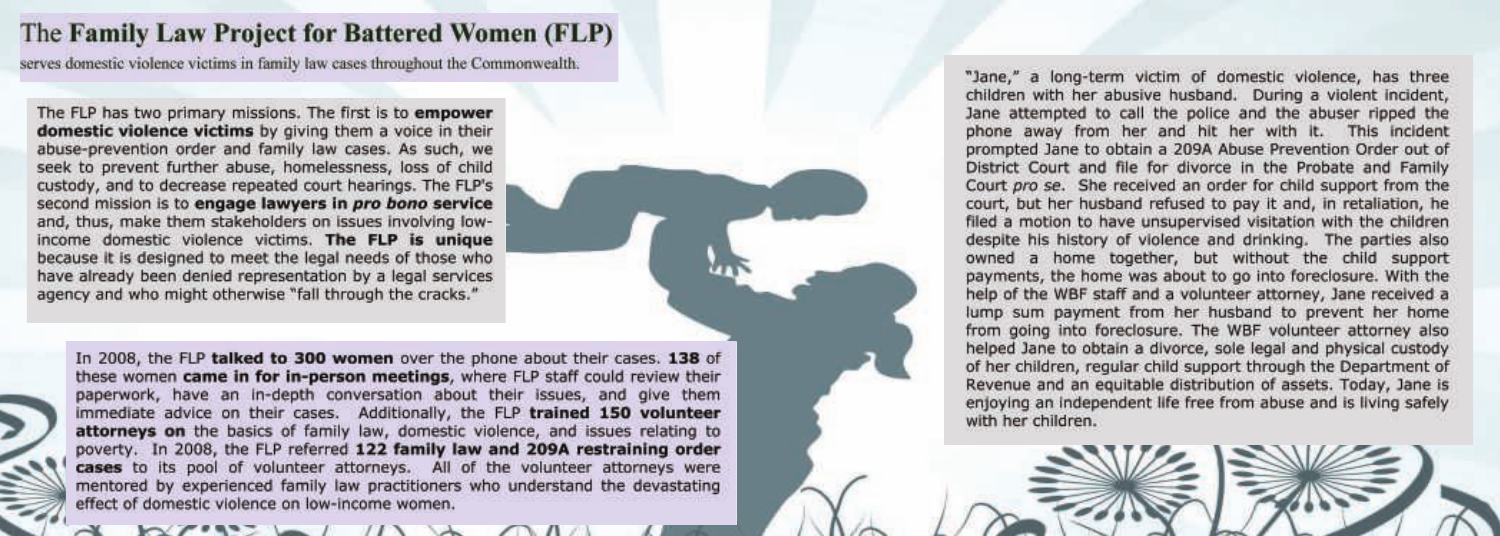# The **Family Law Project for Battered Women (FLP)**

serves domestic violence victims in family law cases throughout the Commonwealth.

The FLP has two primary missions. The first is to **empower domestic violence victims** by giving them a voice in their abuse-prevention order and family law cases. As such, we seek to prevent further abuse, homelessness, loss of child custody, and to decrease repeated court hearings. The FLP's second mission is to **engage lawyers in *pro bono* service** and, thus, make them stakeholders on issues involving low-income domestic violence victims. **The FLP is unique** because it is designed to meet the legal needs of those who have already been denied representation by a legal services agency and who might otherwise "fall through the cracks."

In 2008, the FLP **talked to 300 women** over the phone about their cases. **138** of these women **came in for in-person meetings**, where FLP staff could review their paperwork, have an in-depth conversation about their issues, and give them immediate advice on their cases. Additionally, the FLP **trained 150 volunteer attorneys on** the basics of family law, domestic violence, and issues relating to poverty. In 2008, the FLP referred **122 family law and 209A restraining order cases** to its pool of volunteer attorneys. All of the volunteer attorneys were mentored by experienced family law practitioners who understand the devastating effect of domestic violence on low-income women.

"Jane," a long-term victim of domestic violence, has three children with her abusive husband. During a violent incident, Jane attempted to call the police and the abuser ripped the phone away from her and hit her with it. This incident prompted Jane to obtain a 209A Abuse Prevention Order out of District Court and file for divorce in the Probate and Family Court *pro se*. She received an order for child support from the court, but her husband refused to pay it and, in retaliation, he filed a motion to have unsupervised visitation with the children despite his history of violence and drinking. The parties also owned a home together, but without the child support payments, the home was about to go into foreclosure. With the help of the WBF staff and a volunteer attorney, Jane received a lump sum payment from her husband to prevent her home from going into foreclosure. The WBF volunteer attorney also helped Jane to obtain a divorce, sole legal and physical custody of her children, regular child support through the Department of Revenue and an equitable distribution of assets. Today, Jane is enjoying an independent life free from abuse and is living safely with her children.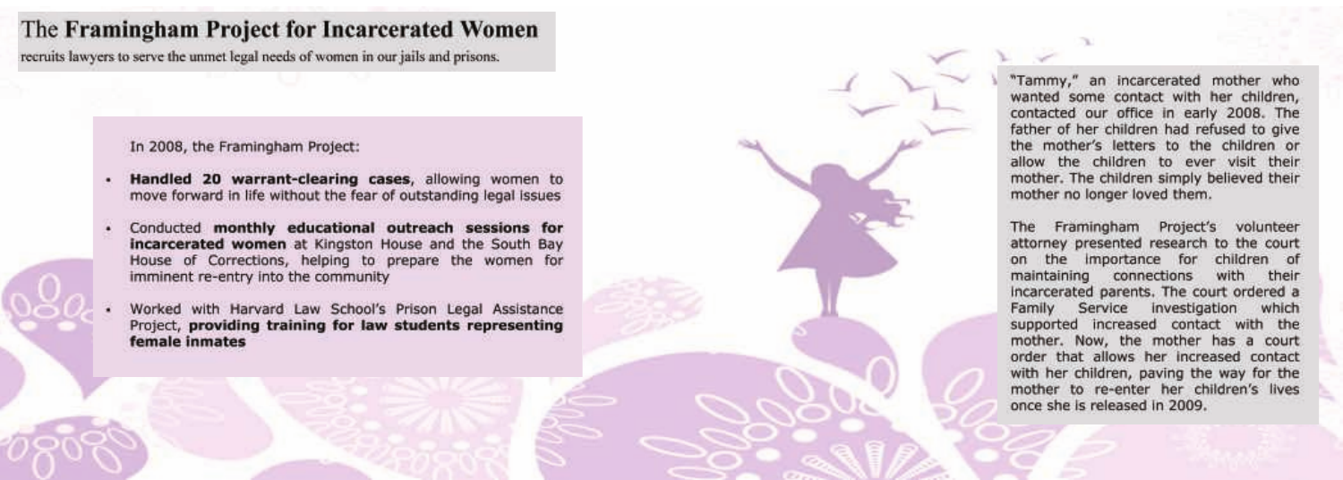## The **Framingham Project for Incarcerated Women**

recruits lawyers to serve the unmet legal needs of women in our jails and prisons.

In 2008, the Framingham Project:

- **Handled 20 warrant-clearing cases**, allowing women to move forward in life without the fear of outstanding legal issues
- Conducted **monthly educational outreach sessions for incarcerated women** at Kingston House and the South Bay House of Corrections, helping to prepare the women for imminent re-entry into the community
- Worked with Harvard Law School's Prison Legal Assistance Project, **providing training for law students representing female inmates**

"Tammy," an incarcerated mother who wanted some contact with her children, contacted our office in early 2008. The father of her children had refused to give the mother's letters to the children or allow the children to ever visit their mother. The children simply believed their mother no longer loved them.

The Framingham Project's volunteer attorney presented research to the court on the importance for children of maintaining connections with their incarcerated parents. The court ordered a Family Service investigation which supported increased contact with the mother. Now, the mother has a court order that allows her increased contact with her children, paving the way for the mother to re-enter her children's lives once she is released in 2009.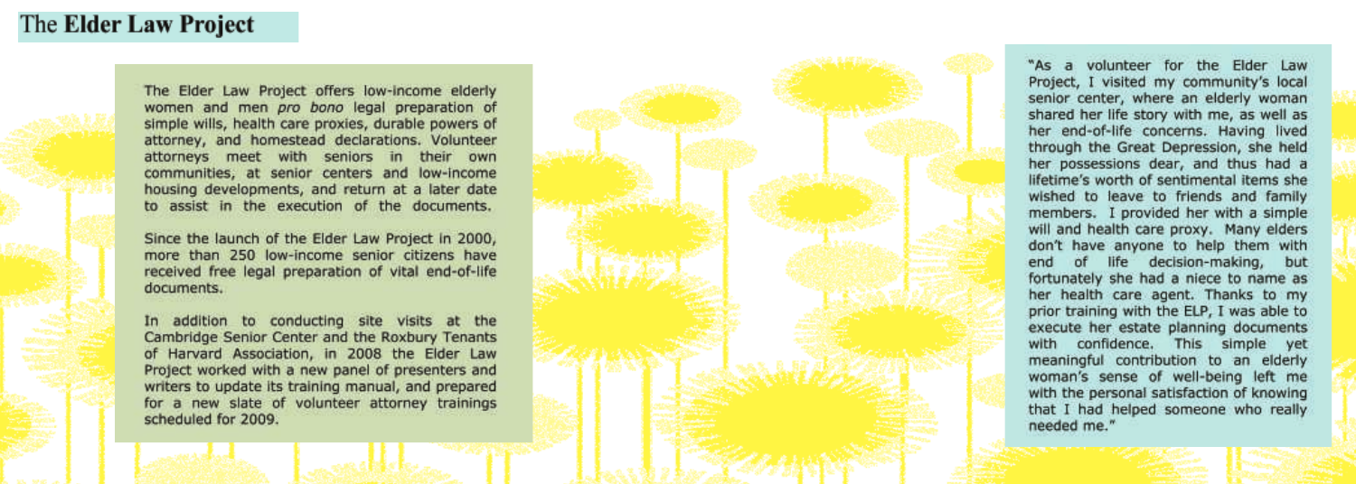# The **Elder Law Project**

The Elder Law Project offers low-income elderly women and men *pro bono* legal preparation of simple wills, health care proxies, durable powers of attorney, and homestead declarations. Volunteer attorneys meet with seniors in their own communities, at senior centers and low-income housing developments, and return at a later date to assist in the execution of the documents.

Since the launch of the Elder Law Project in 2000, more than 250 low-income senior citizens have received free legal preparation of vital end-of-life documents.

In addition to conducting site visits at the Cambridge Senior Center and the Roxbury Tenants of Harvard Association, in 2008 the Elder Law Project worked with a new panel of presenters and writers to update its training manual, and prepared for a new slate of volunteer attorney trainings scheduled for 2009.

"As a volunteer for the Elder Law Project, I visited my community's local senior center, where an elderly woman shared her life story with me, as well as her end-of-life concerns. Having lived through the Great Depression, she held her possessions dear, and thus had a lifetime's worth of sentimental items she wished to leave to friends and family members. I provided her with a simple will and health care proxy. Many elders don't have anyone to help them with end of life decision-making, but fortunately she had a niece to name as her health care agent. Thanks to my prior training with the ELP, I was able to execute her estate planning documents with confidence. This simple yet meaningful contribution to an elderly woman's sense of well-being left me with the personal satisfaction of knowing that I had helped someone who really needed me."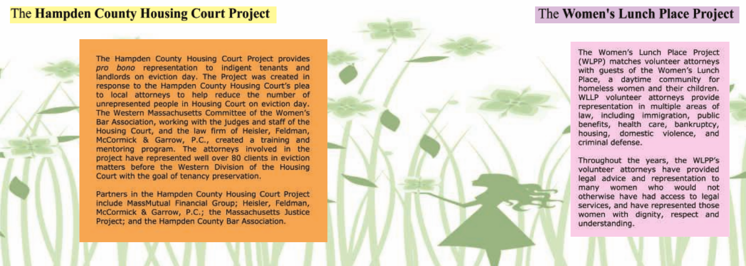## The **Hampden County Housing Court Project**

The Hampden County Housing Court Project provides *pro bono* representation to indigent tenants and landlords on eviction day. The Project was created in response to the Hampden County Housing Court's plea to local attorneys to help reduce the number of unrepresented people in Housing Court on eviction day. The Western Massachusetts Committee of the Women's Bar Association, working with the judges and staff of the Housing Court, and the law firm of Heisler, Feldman, McCormick & Garrow, P.C., created a training and mentoring program. The attorneys involved in the project have represented well over 80 clients in eviction matters before the Western Division of the Housing Court with the goal of tenancy preservation.

Partners in the Hampden County Housing Court Project include MassMutual Financial Group; Heisler, Feldman, McCormick & Garrow, P.C.; the Massachusetts Justice Project; and the Hampden County Bar Association.

## The **Women's Lunch Place Project**

The Women's Lunch Place Project (WLPP) matches volunteer attorneys with guests of the Women's Lunch Place, a daytime community for homeless women and their children. WLLP volunteer attorneys provide representation in multiple areas of law, including immigration, public benefits, health care, bankruptcy, housing, domestic violence, and criminal defense.

Throughout the years, the WLPP's volunteer attorneys have provided legal advice and representation to many women who would not otherwise have had access to legal services, and have represented those women with dignity, respect and understanding.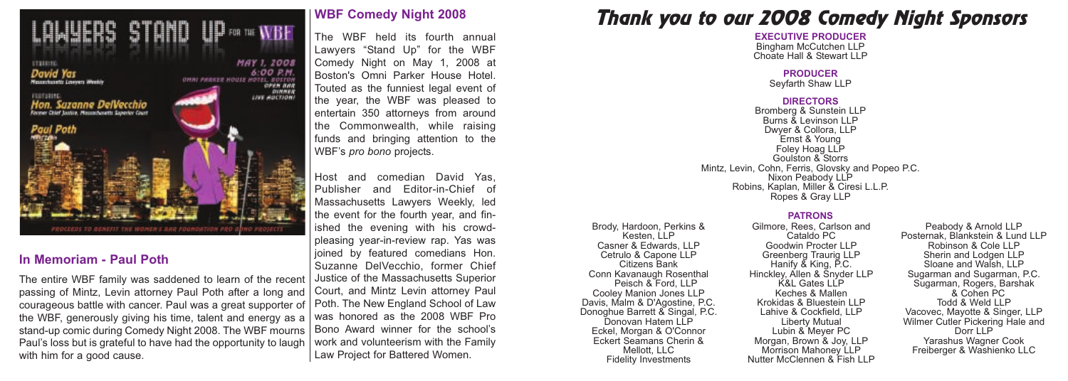LAWYERS STAND UP FOR THE WBF

STARRING: David Yas, Massachusetts Lawyers Weekly

FEATURING: Hon. Suzanne DelVecchio, Former Chief Justice, Massachusetts Superior Court

Paul Poth, Mintz Levin

MAY 1, 2008
6:00 P.M.
OMNI PARKER HOUSE HOTEL, BOSTON
OPEN BAR
DINNER
LIVE AUCTION

PROCEEDS TO BENEFIT THE WOMEN'S BAR FOUNDATION PRO BONO PROJECTS

## In Memoriam - Paul Poth

The entire WBF family was saddened to learn of the recent passing of Mintz, Levin attorney Paul Poth after a long and courageous battle with cancer. Paul was a great supporter of the WBF, generously giving his time, talent and energy as a stand-up comic during Comedy Night 2008. The WBF mourns Paul's loss but is grateful to have had the opportunity to laugh with him for a good cause.

## WBF Comedy Night 2008

The WBF held its fourth annual Lawyers "Stand Up" for the WBF Comedy Night on May 1, 2008 at Boston's Omni Parker House Hotel. Touted as the funniest legal event of the year, the WBF was pleased to entertain 350 attorneys from around the Commonwealth, while raising funds and bringing attention to the WBF's *pro bono* projects.

Host and comedian David Yas, Publisher and Editor-in-Chief of Massachusetts Lawyers Weekly, led the event for the fourth year, and finished the evening with his crowd-pleasing year-in-review rap. Yas was joined by featured comedians Hon. Suzanne DelVecchio, former Chief Justice of the Massachusetts Superior Court, and Mintz Levin attorney Paul Poth. The New England School of Law was honored as the 2008 WBF Pro Bono Award winner for the school's work and volunteerism with the Family Law Project for Battered Women.

# Thank you to our 2008 Comedy Night Sponsors

**EXECUTIVE PRODUCER**

Bingham McCutchen LLP
Choate Hall & Stewart LLP

**PRODUCER**

Seyfarth Shaw LLP

**DIRECTORS**

Bromberg & Sunstein LLP
Burns & Levinson LLP
Dwyer & Collora, LLP
Ernst & Young
Foley Hoag LLP
Goulston & Storrs
Mintz, Levin, Cohn, Ferris, Glovsky and Popeo P.C.
Nixon Peabody LLP
Robins, Kaplan, Miller & Ciresi L.L.P.
Ropes & Gray LLP

**PATRONS**

Brody, Hardoon, Perkins & Kesten, LLP
Casner & Edwards, LLP
Cetrulo & Capone LLP
Citizens Bank
Conn Kavanaugh Rosenthal Peisch & Ford, LLP
Cooley Manion Jones LLP
Davis, Malm & D'Agostine, P.C.
Donoghue Barrett & Singal, P.C.
Donovan Hatem LLP
Eckel, Morgan & O'Connor
Eckert Seamans Cherin & Mellott, LLC
Fidelity Investments
Gilmore, Rees, Carlson and Cataldo PC
Goodwin Procter LLP
Greenberg Traurig LLP
Hanify & King, P.C.
Hinckley, Allen & Snyder LLP
K&L Gates LLP
Keches & Mallen
Krokidas & Bluestein LLP
Lahive & Cockfield, LLP
Liberty Mutual
Lubin & Meyer PC
Morgan, Brown & Joy, LLP
Morrison Mahoney LLP
Nutter McClennen & Fish LLP
Peabody & Arnold LLP
Posternak, Blankstein & Lund LLP
Robinson & Cole LLP
Sherin and Lodgen LLP
Sloane and Walsh, LLP
Sugarman and Sugarman, P.C.
Sugarman, Rogers, Barshak & Cohen PC
Todd & Weld LLP
Vacovec, Mayotte & Singer, LLP
Wilmer Cutler Pickering Hale and Dorr LLP
Yarashus Wagner Cook Freiberger & Washienko LLC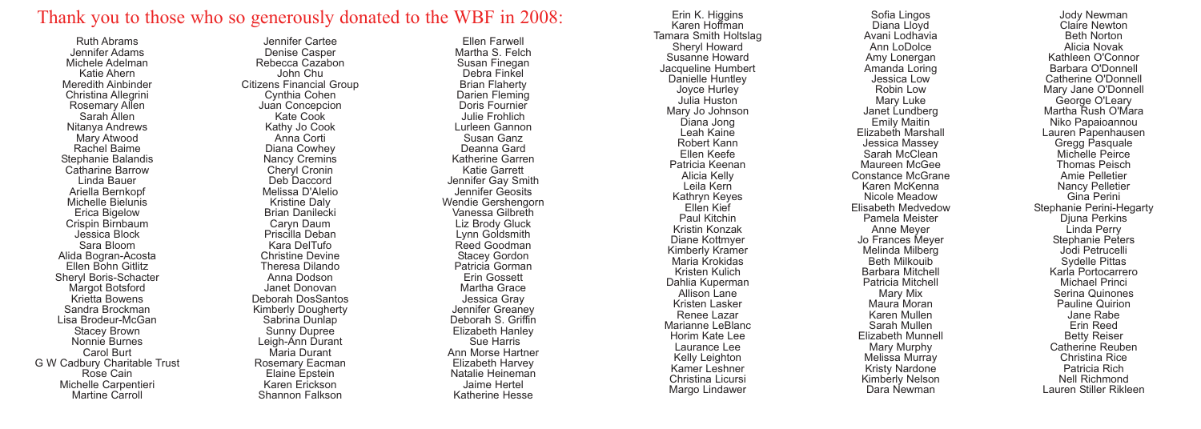# Thank you to those who so generously donated to the WBF in 2008:

Ruth Abrams
Jennifer Adams
Michele Adelman
Katie Ahern
Meredith Ainbinder
Christina Allegrini
Rosemary Allen
Sarah Allen
Nitanya Andrews
Mary Atwood
Rachel Baime
Stephanie Balandis
Catharine Barrow
Linda Bauer
Ariella Bernkopf
Michelle Bielunis
Erica Bigelow
Crispin Birnbaum
Jessica Block
Sara Bloom
Alida Bogran-Acosta
Ellen Bohn Gitlitz
Sheryl Boris-Schacter
Margot Botsford
Krietta Bowens
Sandra Brockman
Lisa Brodeur-McGan
Stacey Brown
Nonnie Burnes
Carol Burt
G W Cadbury Charitable Trust
Rose Cain
Michelle Carpentieri
Martine Carroll

Jennifer Cartee
Denise Casper
Rebecca Cazabon
John Chu
Citizens Financial Group
Cynthia Cohen
Juan Concepcion
Kate Cook
Kathy Jo Cook
Anna Corti
Diana Cowhey
Nancy Cremins
Cheryl Cronin
Deb Daccord
Melissa D'Alelio
Kristine Daly
Brian Danilecki
Caryn Daum
Priscilla Deban
Kara DelTufo
Christine Devine
Theresa Dilando
Anna Dodson
Janet Donovan
Deborah DosSantos
Kimberly Dougherty
Sabrina Dunlap
Sunny Dupree
Leigh-Ann Durant
Maria Durant
Rosemary Eacman
Elaine Epstein
Karen Erickson
Shannon Falkson

Ellen Farwell
Martha S. Felch
Susan Finegan
Debra Finkel
Brian Flaherty
Darien Fleming
Doris Fournier
Julie Frohlich
Lurleen Gannon
Susan Ganz
Deanna Gard
Katherine Garren
Katie Garrett
Jennifer Gay Smith
Jennifer Geosits
Wendie Gershengorn
Vanessa Gilbreth
Liz Brody Gluck
Lynn Goldsmith
Reed Goodman
Stacey Gordon
Patricia Gorman
Erin Gossett
Martha Grace
Jessica Gray
Jennifer Greaney
Deborah S. Griffin
Elizabeth Hanley
Sue Harris
Ann Morse Hartner
Elizabeth Harvey
Natalie Heineman
Jaime Hertel
Katherine Hesse

Erin K. Higgins
Karen Hoffman
Tamara Smith Holtslag
Sheryl Howard
Susanne Howard
Jacqueline Humbert
Danielle Huntley
Joyce Hurley
Julia Huston
Mary Jo Johnson
Diana Jong
Leah Kaine
Robert Kann
Ellen Keefe
Patricia Keenan
Alicia Kelly
Leila Kern
Kathryn Keyes
Ellen Kief
Paul Kitchin
Kristin Konzak
Diane Kottmyer
Kimberly Kramer
Maria Krokidas
Kristen Kulich
Dahlia Kuperman
Allison Lane
Kristen Lasker
Renee Lazar
Marianne LeBlanc
Horim Kate Lee
Laurance Lee
Kelly Leighton
Kamer Leshner
Christina Licursi
Margo Lindawer

Sofia Lingos
Diana Lloyd
Avani Lodhavia
Ann LoDolce
Amy Lonergan
Amanda Loring
Jessica Low
Robin Low
Mary Luke
Janet Lundberg
Emily Maitin
Elizabeth Marshall
Jessica Massey
Sarah McClean
Maureen McGee
Constance McGrane
Karen McKenna
Nicole Meadow
Elisabeth Medvedow
Pamela Meister
Anne Meyer
Jo Frances Meyer
Melinda Milberg
Beth Milkouib
Barbara Mitchell
Patricia Mitchell
Mary Mix
Maura Moran
Karen Mullen
Sarah Mullen
Elizabeth Munnell
Mary Murphy
Melissa Murray
Kristy Nardone
Kimberly Nelson
Dara Newman

Jody Newman
Claire Newton
Beth Norton
Alicia Novak
Kathleen O'Connor
Barbara O'Donnell
Catherine O'Donnell
Mary Jane O'Donnell
George O'Leary
Martha Rush O'Mara
Niko Papaioannou
Lauren Papenhausen
Gregg Pasquale
Michelle Peirce
Thomas Peisch
Amie Pelletier
Nancy Pelletier
Gina Perini
Stephanie Perini-Hegarty
Djuna Perkins
Linda Perry
Stephanie Peters
Jodi Petrucelli
Sydelle Pittas
Karla Portocarrero
Michael Princi
Serina Quinones
Pauline Quirion
Jane Rabe
Erin Reed
Betty Reiser
Catherine Reuben
Christina Rice
Patricia Rich
Nell Richmond
Lauren Stiller Rikleen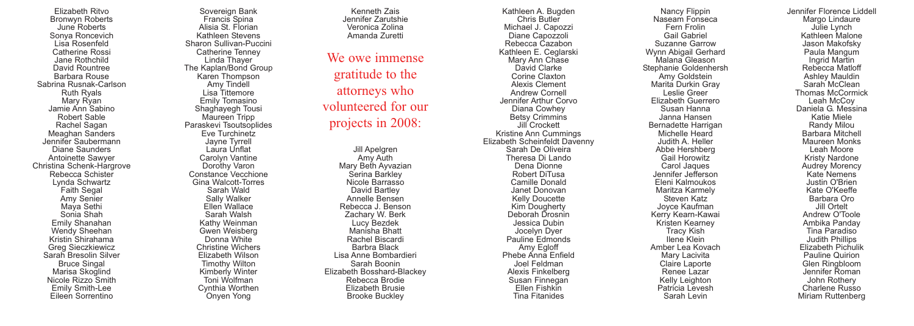Elizabeth Ritvo
Bronwyn Roberts
June Roberts
Sonya Roncevich
Lisa Rosenfeld
Catherine Rossi
Jane Rothchild
David Rountree
Barbara Rouse
Sabrina Rusnak-Carlson
Ruth Ryals
Mary Ryan
Jamie Ann Sabino
Robert Sable
Rachel Sagan
Meaghan Sanders
Jennifer Saubermann
Diane Saunders
Antoinette Sawyer
Christina Schenk-Hargrove
Rebecca Schister
Lynda Schwartz
Faith Segal
Amy Senier
Maya Sethi
Sonia Shah
Emily Shanahan
Wendy Sheehan
Kristin Shirahama
Greg Sieczkiewicz
Sarah Bresolin Silver
Bruce Singal
Marisa Skoglind
Nicole Rizzo Smith
Emily Smith-Lee
Eileen Sorrentino

Sovereign Bank
Francis Spina
Alisia St. Florian
Kathleen Stevens
Sharon Sullivan-Puccini
Catherine Tenney
Linda Thayer
The Kaplan/Bond Group
Karen Thompson
Amy Tindell
Lisa Tittemore
Emily Tomasino
Shaghayegh Tousi
Maureen Tripp
Paraskevi Tsoutsoplides
Eve Turchinetz
Jayne Tyrrell
Laura Unflat
Carolyn Vantine
Dorothy Varon
Constance Vecchione
Gina Walcott-Torres
Sarah Wald
Sally Walker
Ellen Wallace
Sarah Walsh
Kathy Weinman
Gwen Weisberg
Donna White
Christine Wichers
Elizabeth Wilson
Timothy Wilton
Kimberly Winter
Toni Wolfman
Cynthia Worthen
Onyen Yong

Kenneth Zais
Jennifer Zarutshie
Veronica Zolina
Amanda Zuretti

## We owe immense gratitude to the attorneys who volunteered for our projects in 2008:

Jill Apelgren
Amy Auth
Mary Beth Ayvazian
Serina Barkley
Nicole Barrasso
David Bartley
Annelle Bensen
Rebecca J. Benson
Zachary W. Berk
Lucy Bezdek
Manisha Bhatt
Rachel Biscardi
Barbra Black
Lisa Anne Bombardieri
Sarah Boonin
Elizabeth Bosshard-Blackey
Rebecca Brodie
Elizabeth Brusie
Brooke Buckley

Kathleen A. Bugden
Chris Butler
Michael J. Capozzi
Diane Capozzoli
Rebecca Cazabon
Kathleen E. Ceglarski
Mary Ann Chase
David Clarke
Corine Claxton
Alexis Clement
Andrew Cornell
Jennifer Arthur Corvo
Diana Cowhey
Betsy Crimmins
Jill Crockett
Kristine Ann Cummings
Elizabeth Scheinfeldt Davenny
Sarah De Oliveira
Theresa Di Lando
Dena Dionne
Robert DiTusa
Camille Donald
Janet Donovan
Kelly Doucette
Kim Dougherty
Deborah Drosnin
Jessica Dubin
Jocelyn Dyer
Pauline Edmonds
Amy Egloff
Phebe Anna Enfield
Joel Feldman
Alexis Finkelberg
Susan Finnegan
Ellen Fishkin
Tina Fitanides

Nancy Flippin
Naseam Fonseca
Fern Frolin
Gail Gabriel
Suzanne Garrow
Wynn Abigail Gerhard
Malana Gleason
Stephanie Goldenhersh
Amy Goldstein
Marita Durkin Gray
Leslie Greer
Elizabeth Guerrero
Susan Hanna
Janna Hansen
Bernadette Harrigan
Michelle Heard
Judith A. Heller
Abbe Hershberg
Gail Horowitz
Carol Jaques
Jennifer Jefferson
Eleni Kalmoukos
Maritza Karmely
Steven Katz
Joyce Kaufman
Kerry Kearn-Kawai
Kristen Kearney
Tracy Kish
Ilene Klein
Amber Lea Kovach
Mary Lacivita
Claire Laporte
Renee Lazar
Kelly Leighton
Patricia Levesh
Sarah Levin

Jennifer Florence Liddell
Margo Lindaure
Julie Lynch
Kathleen Malone
Jason Makofsky
Paula Mangum
Ingrid Martin
Rebecca Matloff
Ashley Mauldin
Sarah McClean
Thomas McCormick
Leah McCoy
Daniela G. Messina
Katie Miele
Randy Milou
Barbara Mitchell
Maureen Monks
Leah Moore
Kristy Nardone
Audrey Morency
Kate Nemens
Justin O'Brien
Kate O'Keeffe
Barbara Oro
Jill Ortelt
Andrew O'Toole
Ambika Panday
Tina Paradiso
Judith Phillips
Elizabeth Pichulik
Pauline Quirion
Glen Ringbloom
Jennifer Roman
John Rothery
Charlene Russo
Miriam Ruttenberg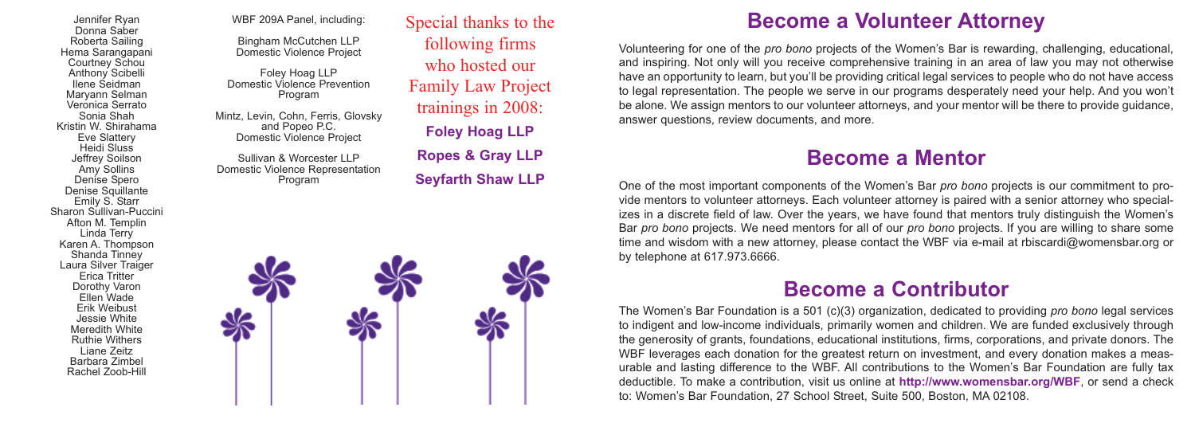Jennifer Ryan
Donna Saber
Roberta Sailing
Hema Sarangapani
Courtney Schou
Anthony Scibelli
Ilene Seidman
Maryann Selman
Veronica Serrato
Sonia Shah
Kristin W. Shirahama
Eve Slattery
Heidi Sluss
Jeffrey Soilson
Amy Sollins
Denise Spero
Denise Squillante
Emily S. Starr
Sharon Sullivan-Puccini
Afton M. Templin
Linda Terry
Karen A. Thompson
Shanda Tinney
Laura Silver Traiger
Erica Tritter
Dorothy Varon
Ellen Wade
Erik Weibust
Jessie White
Meredith White
Ruthie Withers
Liane Zeitz
Barbara Zimbel
Rachel Zoob-Hill

WBF 209A Panel, including:

Bingham McCutchen LLP
Domestic Violence Project

Foley Hoag LLP
Domestic Violence Prevention Program

Mintz, Levin, Cohn, Ferris, Glovsky and Popeo P.C.
Domestic Violence Project

Sullivan & Worcester LLP
Domestic Violence Representation Program

Special thanks to the following firms who hosted our Family Law Project trainings in 2008:

**Foley Hoag LLP**

**Ropes & Gray LLP**

**Seyfarth Shaw LLP**

## Become a Volunteer Attorney

Volunteering for one of the *pro bono* projects of the Women's Bar is rewarding, challenging, educational, and inspiring. Not only will you receive comprehensive training in an area of law you may not otherwise have an opportunity to learn, but you'll be providing critical legal services to people who do not have access to legal representation. The people we serve in our programs desperately need your help. And you won't be alone. We assign mentors to our volunteer attorneys, and your mentor will be there to provide guidance, answer questions, review documents, and more.

## Become a Mentor

One of the most important components of the Women's Bar *pro bono* projects is our commitment to provide mentors to volunteer attorneys. Each volunteer attorney is paired with a senior attorney who specializes in a discrete field of law. Over the years, we have found that mentors truly distinguish the Women's Bar *pro bono* projects. We need mentors for all of our *pro bono* projects. If you are willing to share some time and wisdom with a new attorney, please contact the WBF via e-mail at rbiscardi@womensbar.org or by telephone at 617.973.6666.

## Become a Contributor

The Women's Bar Foundation is a 501 (c)(3) organization, dedicated to providing *pro bono* legal services to indigent and low-income individuals, primarily women and children. We are funded exclusively through the generosity of grants, foundations, educational institutions, firms, corporations, and private donors. The WBF leverages each donation for the greatest return on investment, and every donation makes a measurable and lasting difference to the WBF. All contributions to the Women's Bar Foundation are fully tax deductible. To make a contribution, visit us online at **http://www.womensbar.org/WBF**, or send a check to: Women's Bar Foundation, 27 School Street, Suite 500, Boston, MA 02108.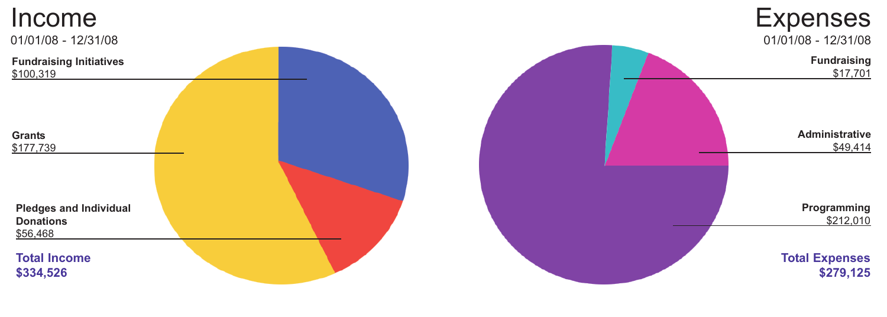# Income

01/01/08 - 12/31/08

**Fundraising Initiatives**
$100,319

**Grants**
$177,739

**Pledges and Individual Donations**
$56,468

**Total Income**
**$334,526**

# Expenses

01/01/08 - 12/31/08

**Fundraising**
$17,701

**Administrative**
$49,414

**Programming**
$212,010

**Total Expenses**
**$279,125**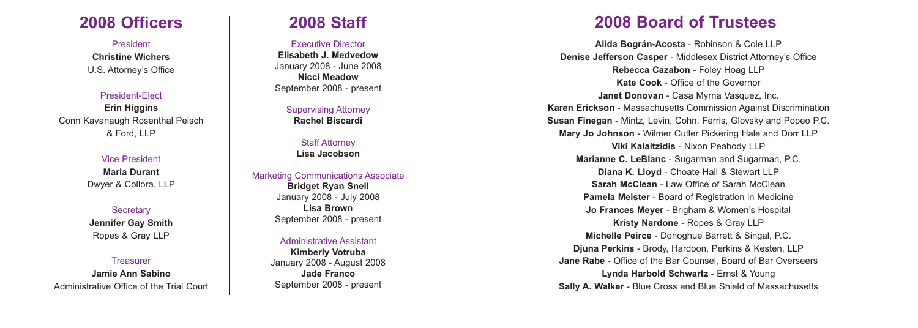## 2008 Officers

President
**Christine Wichers**
U.S. Attorney's Office

President-Elect
**Erin Higgins**
Conn Kavanaugh Rosenthal Peisch & Ford, LLP

Vice President
**Maria Durant**
Dwyer & Collora, LLP

Secretary
**Jennifer Gay Smith**
Ropes & Gray LLP

Treasurer
**Jamie Ann Sabino**
Administrative Office of the Trial Court

## 2008 Staff

Executive Director
**Elisabeth J. Medvedow**
January 2008 - June 2008
**Nicci Meadow**
September 2008 - present

Supervising Attorney
**Rachel Biscardi**

Staff Attorney
**Lisa Jacobson**

Marketing Communications Associate
**Bridget Ryan Snell**
January 2008 - July 2008
**Lisa Brown**
September 2008 - present

Administrative Assistant
**Kimberly Votruba**
January 2008 - August 2008
**Jade Franco**
September 2008 - present

## 2008 Board of Trustees

**Alida Bográn-Acosta** - Robinson & Cole LLP
**Denise Jefferson Casper** - Middlesex District Attorney's Office
**Rebecca Cazabon** - Foley Hoag LLP
**Kate Cook** - Office of the Governor
**Janet Donovan** - Casa Myrna Vasquez, Inc.
**Karen Erickson** - Massachusetts Commission Against Discrimination
**Susan Finegan** - Mintz, Levin, Cohn, Ferris, Glovsky and Popeo P.C.
**Mary Jo Johnson** - Wilmer Cutler Pickering Hale and Dorr LLP
**Viki Kalaitzidis** - Nixon Peabody LLP
**Marianne C. LeBlanc** - Sugarman and Sugarman, P.C.
**Diana K. Lloyd** - Choate Hall & Stewart LLP
**Sarah McClean** - Law Office of Sarah McClean
**Pamela Meister** - Board of Registration in Medicine
**Jo Frances Meyer** - Brigham & Women's Hospital
**Kristy Nardone** - Ropes & Gray LLP
**Michelle Peirce** - Donoghue Barrett & Singal, P.C.
**Djuna Perkins** - Brody, Hardoon, Perkins & Kesten, LLP
**Jane Rabe** - Office of the Bar Counsel, Board of Bar Overseers
**Lynda Harbold Schwartz** - Ernst & Young
**Sally A. Walker** - Blue Cross and Blue Shield of Massachusetts